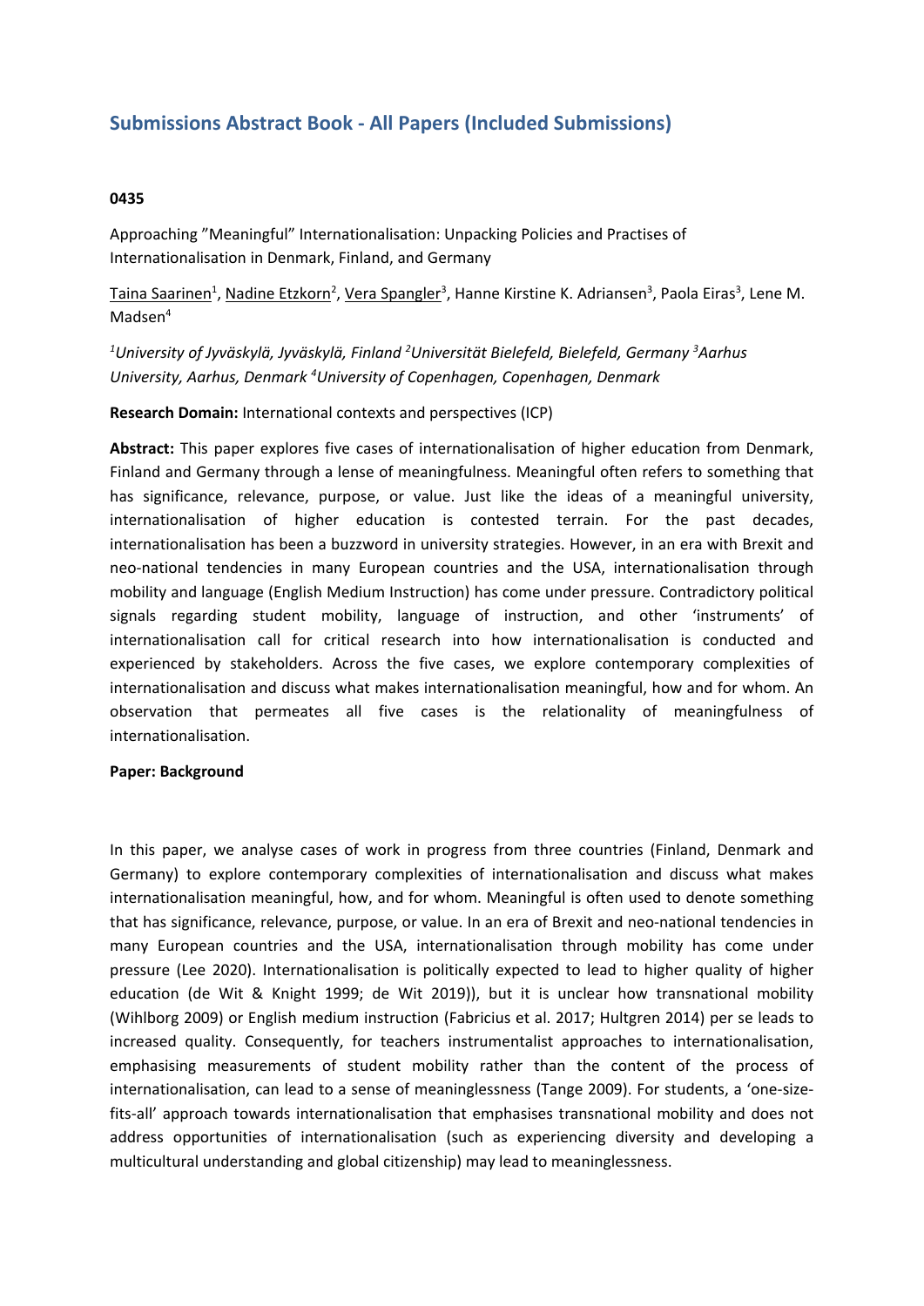# Submissions Abstract Book - All Papers (Included Submissions)

**0435**

Approaching ”Meaningful” Internationalisation: Unpacking Policies and Practises of Internationalisation in Denmark, Finland, and Germany

Taina Saarinen[1], Nadine Etzkorn[2], Vera Spangler[3], Hanne Kirstine K. Adriansen[3], Paola Eiras[3], Lene M. Madsen[4]

*[1]University of Jyväskylä, Jyväskylä, Finland [2]Universität Bielefeld, Bielefeld, Germany [3]Aarhus University, Aarhus, Denmark [4]University of Copenhagen, Copenhagen, Denmark*

**Research Domain:** International contexts and perspectives (ICP)

**Abstract:** This paper explores five cases of internationalisation of higher education from Denmark, Finland and Germany through a lense of meaningfulness. Meaningful often refers to something that has significance, relevance, purpose, or value. Just like the ideas of a meaningful university, internationalisation of higher education is contested terrain. For the past decades, internationalisation has been a buzzword in university strategies. However, in an era with Brexit and neo-national tendencies in many European countries and the USA, internationalisation through mobility and language (English Medium Instruction) has come under pressure. Contradictory political signals regarding student mobility, language of instruction, and other 'instruments' of internationalisation call for critical research into how internationalisation is conducted and experienced by stakeholders. Across the five cases, we explore contemporary complexities of internationalisation and discuss what makes internationalisation meaningful, how and for whom. An observation that permeates all five cases is the relationality of meaningfulness of internationalisation.

**Paper: Background**

In this paper, we analyse cases of work in progress from three countries (Finland, Denmark and Germany) to explore contemporary complexities of internationalisation and discuss what makes internationalisation meaningful, how, and for whom. Meaningful is often used to denote something that has significance, relevance, purpose, or value. In an era of Brexit and neo-national tendencies in many European countries and the USA, internationalisation through mobility has come under pressure (Lee 2020). Internationalisation is politically expected to lead to higher quality of higher education (de Wit & Knight 1999; de Wit 2019)), but it is unclear how transnational mobility (Wihlborg 2009) or English medium instruction (Fabricius et al. 2017; Hultgren 2014) per se leads to increased quality. Consequently, for teachers instrumentalist approaches to internationalisation, emphasising measurements of student mobility rather than the content of the process of internationalisation, can lead to a sense of meaninglessness (Tange 2009). For students, a 'one-size-fits-all' approach towards internationalisation that emphasises transnational mobility and does not address opportunities of internationalisation (such as experiencing diversity and developing a multicultural understanding and global citizenship) may lead to meaninglessness.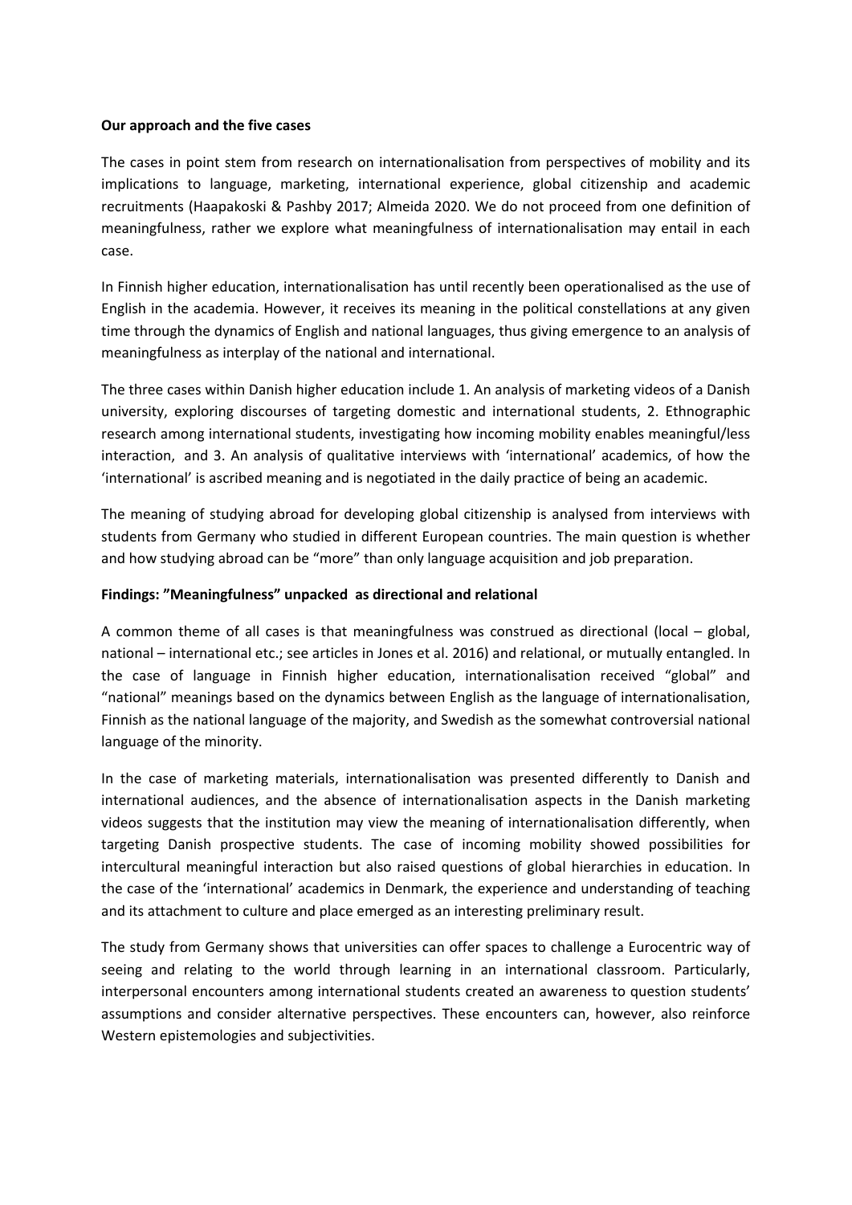**Our approach and the five cases**

The cases in point stem from research on internationalisation from perspectives of mobility and its implications to language, marketing, international experience, global citizenship and academic recruitments (Haapakoski & Pashby 2017; Almeida 2020. We do not proceed from one definition of meaningfulness, rather we explore what meaningfulness of internationalisation may entail in each case.

In Finnish higher education, internationalisation has until recently been operationalised as the use of English in the academia. However, it receives its meaning in the political constellations at any given time through the dynamics of English and national languages, thus giving emergence to an analysis of meaningfulness as interplay of the national and international.

The three cases within Danish higher education include 1. An analysis of marketing videos of a Danish university, exploring discourses of targeting domestic and international students, 2. Ethnographic research among international students, investigating how incoming mobility enables meaningful/less interaction, and 3. An analysis of qualitative interviews with 'international' academics, of how the 'international' is ascribed meaning and is negotiated in the daily practice of being an academic.

The meaning of studying abroad for developing global citizenship is analysed from interviews with students from Germany who studied in different European countries. The main question is whether and how studying abroad can be "more" than only language acquisition and job preparation.

**Findings: "Meaningfulness" unpacked as directional and relational**

A common theme of all cases is that meaningfulness was construed as directional (local – global, national – international etc.; see articles in Jones et al. 2016) and relational, or mutually entangled. In the case of language in Finnish higher education, internationalisation received "global" and "national" meanings based on the dynamics between English as the language of internationalisation, Finnish as the national language of the majority, and Swedish as the somewhat controversial national language of the minority.

In the case of marketing materials, internationalisation was presented differently to Danish and international audiences, and the absence of internationalisation aspects in the Danish marketing videos suggests that the institution may view the meaning of internationalisation differently, when targeting Danish prospective students. The case of incoming mobility showed possibilities for intercultural meaningful interaction but also raised questions of global hierarchies in education. In the case of the 'international' academics in Denmark, the experience and understanding of teaching and its attachment to culture and place emerged as an interesting preliminary result.

The study from Germany shows that universities can offer spaces to challenge a Eurocentric way of seeing and relating to the world through learning in an international classroom. Particularly, interpersonal encounters among international students created an awareness to question students' assumptions and consider alternative perspectives. These encounters can, however, also reinforce Western epistemologies and subjectivities.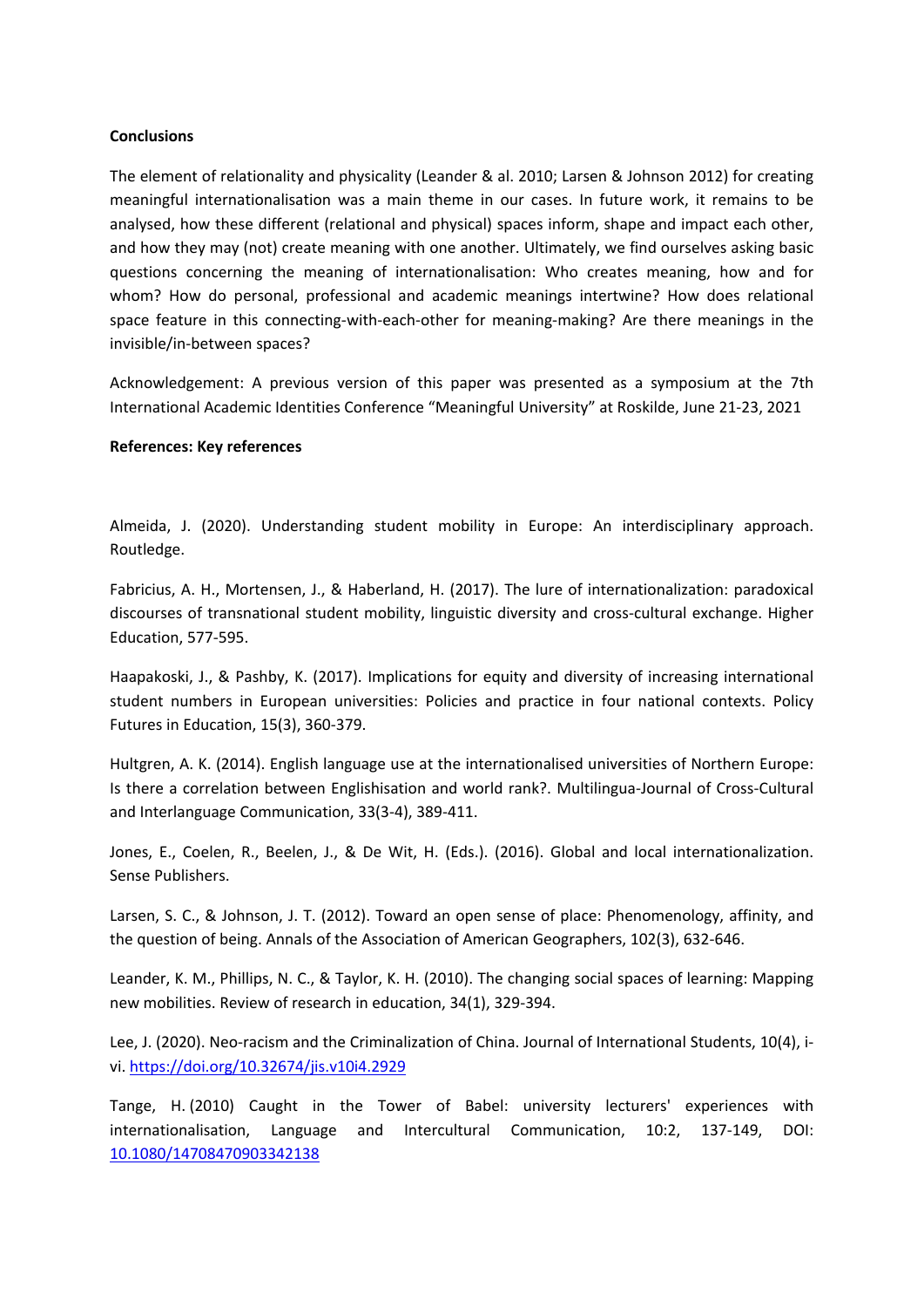**Conclusions**

The element of relationality and physicality (Leander & al. 2010; Larsen & Johnson 2012) for creating meaningful internationalisation was a main theme in our cases. In future work, it remains to be analysed, how these different (relational and physical) spaces inform, shape and impact each other, and how they may (not) create meaning with one another. Ultimately, we find ourselves asking basic questions concerning the meaning of internationalisation: Who creates meaning, how and for whom? How do personal, professional and academic meanings intertwine? How does relational space feature in this connecting-with-each-other for meaning-making? Are there meanings in the invisible/in-between spaces?

Acknowledgement: A previous version of this paper was presented as a symposium at the 7th International Academic Identities Conference "Meaningful University" at Roskilde, June 21-23, 2021

**References: Key references**

Almeida, J. (2020). Understanding student mobility in Europe: An interdisciplinary approach. Routledge.

Fabricius, A. H., Mortensen, J., & Haberland, H. (2017). The lure of internationalization: paradoxical discourses of transnational student mobility, linguistic diversity and cross-cultural exchange. Higher Education, 577-595.

Haapakoski, J., & Pashby, K. (2017). Implications for equity and diversity of increasing international student numbers in European universities: Policies and practice in four national contexts. Policy Futures in Education, 15(3), 360-379.

Hultgren, A. K. (2014). English language use at the internationalised universities of Northern Europe: Is there a correlation between Englishisation and world rank?. Multilingua-Journal of Cross-Cultural and Interlanguage Communication, 33(3-4), 389-411.

Jones, E., Coelen, R., Beelen, J., & De Wit, H. (Eds.). (2016). Global and local internationalization. Sense Publishers.

Larsen, S. C., & Johnson, J. T. (2012). Toward an open sense of place: Phenomenology, affinity, and the question of being. Annals of the Association of American Geographers, 102(3), 632-646.

Leander, K. M., Phillips, N. C., & Taylor, K. H. (2010). The changing social spaces of learning: Mapping new mobilities. Review of research in education, 34(1), 329-394.

Lee, J. (2020). Neo-racism and the Criminalization of China. Journal of International Students, 10(4), i-vi. https://doi.org/10.32674/jis.v10i4.2929

Tange, H. (2010) Caught in the Tower of Babel: university lecturers' experiences with internationalisation, Language and Intercultural Communication, 10:2, 137-149, DOI: 10.1080/14708470903342138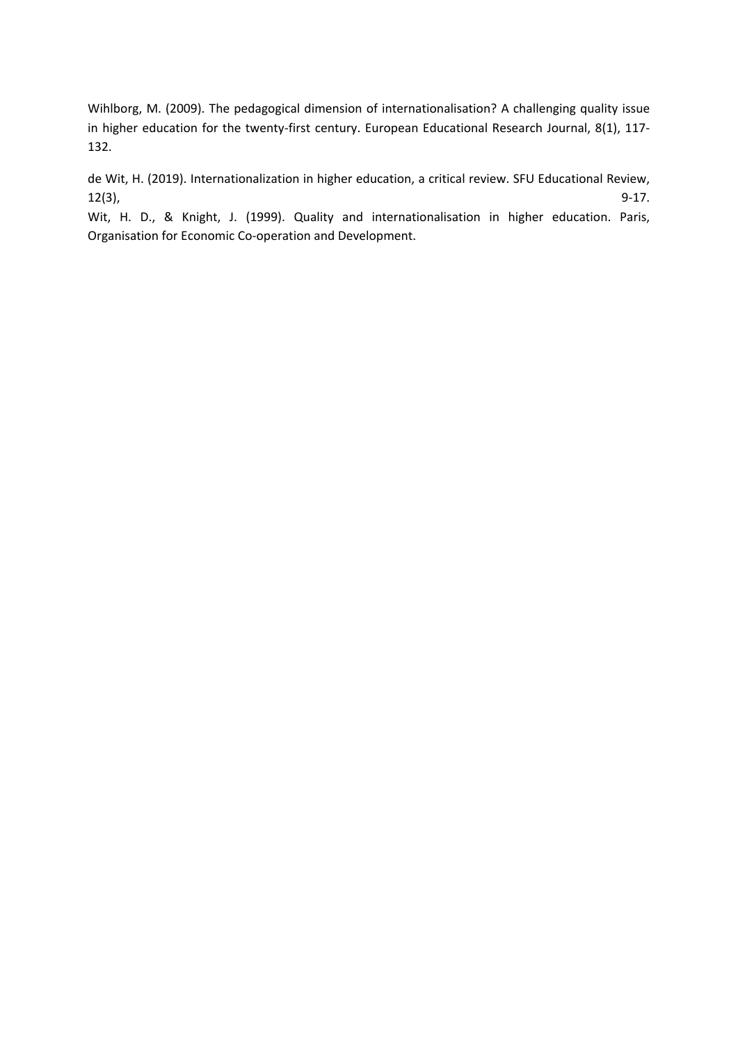Wihlborg, M. (2009). The pedagogical dimension of internationalisation? A challenging quality issue in higher education for the twenty-first century. European Educational Research Journal, 8(1), 117-132.

de Wit, H. (2019). Internationalization in higher education, a critical review. SFU Educational Review, 12(3), 9-17.

Wit, H. D., & Knight, J. (1999). Quality and internationalisation in higher education. Paris, Organisation for Economic Co-operation and Development.